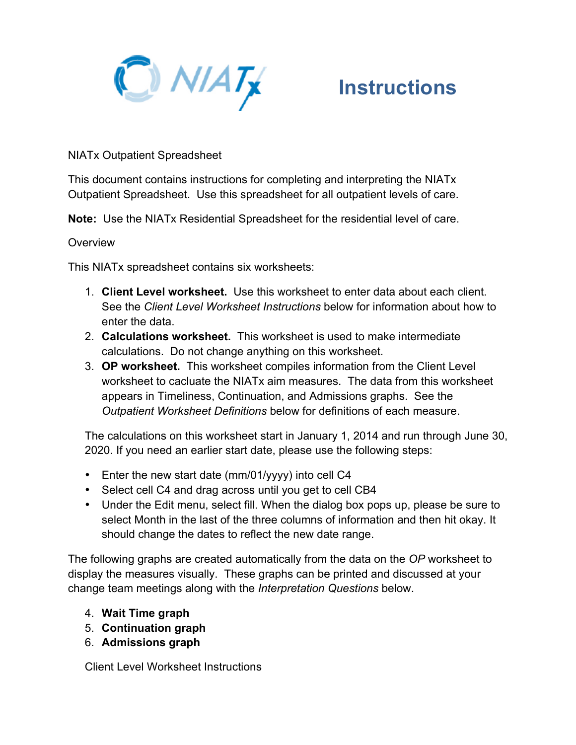NIATx

# Instructions

NIATx Outpatient Spreadsheet

This document contains instructions for completing and interpreting the NIATx Outpatient Spreadsheet. Use this spreadsheet for all outpatient levels of care.

**Note:** Use the NIATx Residential Spreadsheet for the residential level of care.

Overview

This NIATx spreadsheet contains six worksheets:

1. **Client Level worksheet.** Use this worksheet to enter data about each client. See the *Client Level Worksheet Instructions* below for information about how to enter the data.
2. **Calculations worksheet.** This worksheet is used to make intermediate calculations. Do not change anything on this worksheet.
3. **OP worksheet.** This worksheet compiles information from the Client Level worksheet to caluclate the NIATx aim measures. The data from this worksheet appears in Timeliness, Continuation, and Admissions graphs. See the *Outpatient Worksheet Definitions* below for definitions of each measure.

   The calculations on this worksheet start in January 1, 2014 and run through June 30, 2020. If you need an earlier start date, please use the following steps:

   - Enter the new start date (mm/01/yyyy) into cell C4
   - Select cell C4 and drag across until you get to cell CB4
   - Under the Edit menu, select fill. When the dialog box pops up, please be sure to select Month in the last of the three columns of information and then hit okay. It should change the dates to reflect the new date range.

The following graphs are created automatically from the data on the *OP* worksheet to display the measures visually. These graphs can be printed and discussed at your change team meetings along with the *Interpretation Questions* below.

4. **Wait Time graph**
5. **Continuation graph**
6. **Admissions graph**

Client Level Worksheet Instructions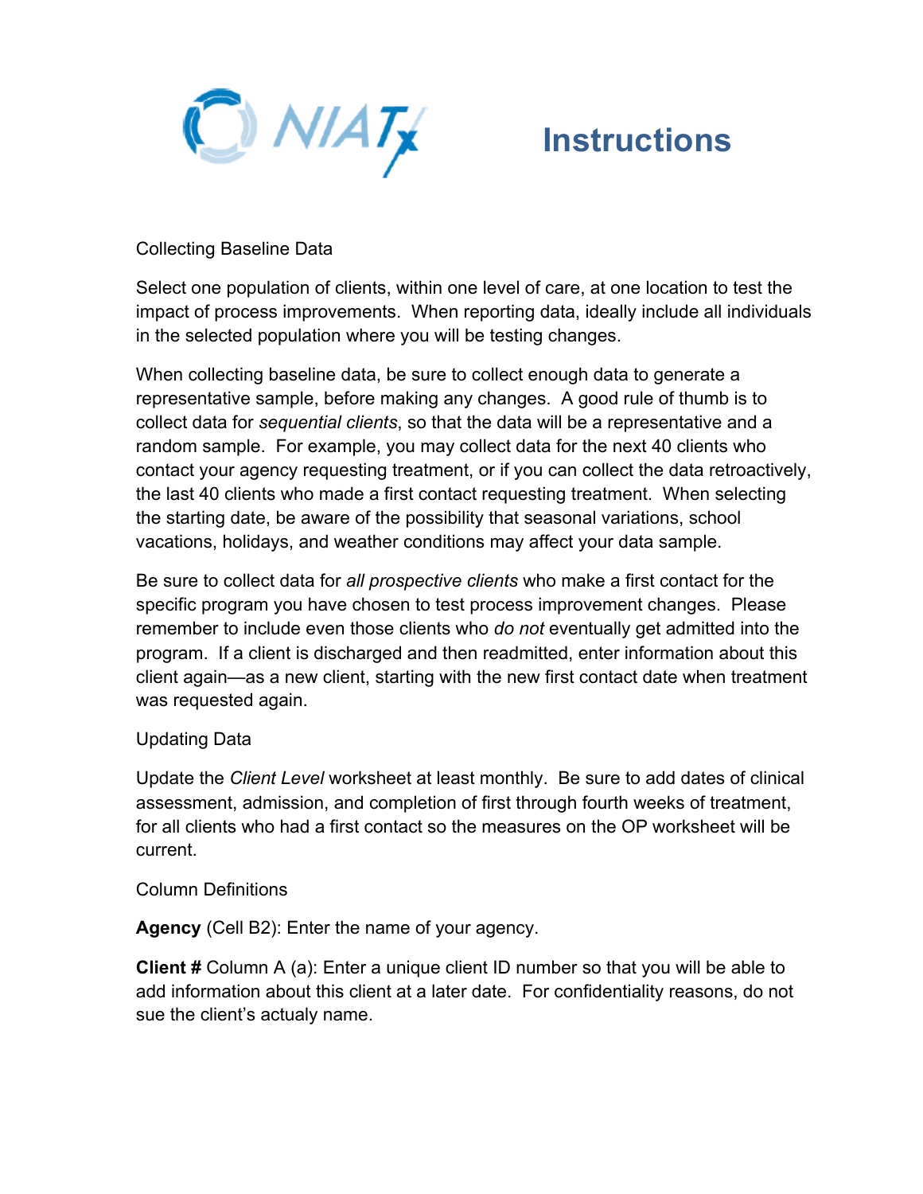# Instructions

Collecting Baseline Data

Select one population of clients, within one level of care, at one location to test the impact of process improvements. When reporting data, ideally include all individuals in the selected population where you will be testing changes.

When collecting baseline data, be sure to collect enough data to generate a representative sample, before making any changes. A good rule of thumb is to collect data for *sequential clients*, so that the data will be a representative and a random sample. For example, you may collect data for the next 40 clients who contact your agency requesting treatment, or if you can collect the data retroactively, the last 40 clients who made a first contact requesting treatment. When selecting the starting date, be aware of the possibility that seasonal variations, school vacations, holidays, and weather conditions may affect your data sample.

Be sure to collect data for *all prospective clients* who make a first contact for the specific program you have chosen to test process improvement changes. Please remember to include even those clients who *do not* eventually get admitted into the program. If a client is discharged and then readmitted, enter information about this client again—as a new client, starting with the new first contact date when treatment was requested again.

Updating Data

Update the *Client Level* worksheet at least monthly. Be sure to add dates of clinical assessment, admission, and completion of first through fourth weeks of treatment, for all clients who had a first contact so the measures on the OP worksheet will be current.

Column Definitions

**Agency** (Cell B2): Enter the name of your agency.

**Client #** Column A (a): Enter a unique client ID number so that you will be able to add information about this client at a later date. For confidentiality reasons, do not sue the client's actualy name.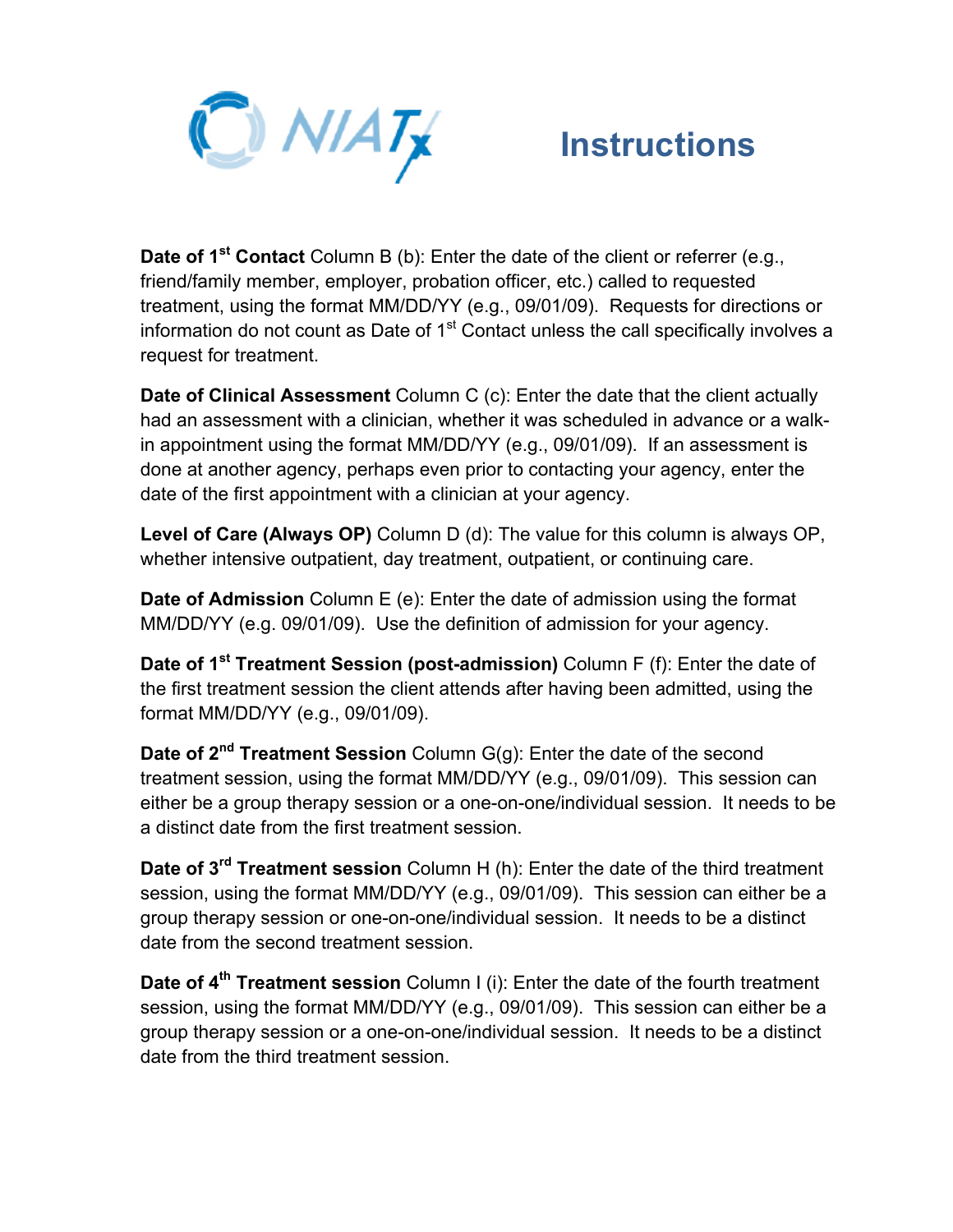# Instructions

**Date of 1st Contact** Column B (b): Enter the date of the client or referrer (e.g., friend/family member, employer, probation officer, etc.) called to requested treatment, using the format MM/DD/YY (e.g., 09/01/09). Requests for directions or information do not count as Date of 1st Contact unless the call specifically involves a request for treatment.

**Date of Clinical Assessment** Column C (c): Enter the date that the client actually had an assessment with a clinician, whether it was scheduled in advance or a walk-in appointment using the format MM/DD/YY (e.g., 09/01/09). If an assessment is done at another agency, perhaps even prior to contacting your agency, enter the date of the first appointment with a clinician at your agency.

**Level of Care (Always OP)** Column D (d): The value for this column is always OP, whether intensive outpatient, day treatment, outpatient, or continuing care.

**Date of Admission** Column E (e): Enter the date of admission using the format MM/DD/YY (e.g. 09/01/09). Use the definition of admission for your agency.

**Date of 1st Treatment Session (post-admission)** Column F (f): Enter the date of the first treatment session the client attends after having been admitted, using the format MM/DD/YY (e.g., 09/01/09).

**Date of 2nd Treatment Session** Column G(g): Enter the date of the second treatment session, using the format MM/DD/YY (e.g., 09/01/09). This session can either be a group therapy session or a one-on-one/individual session. It needs to be a distinct date from the first treatment session.

**Date of 3rd Treatment session** Column H (h): Enter the date of the third treatment session, using the format MM/DD/YY (e.g., 09/01/09). This session can either be a group therapy session or one-on-one/individual session. It needs to be a distinct date from the second treatment session.

**Date of 4th Treatment session** Column I (i): Enter the date of the fourth treatment session, using the format MM/DD/YY (e.g., 09/01/09). This session can either be a group therapy session or a one-on-one/individual session. It needs to be a distinct date from the third treatment session.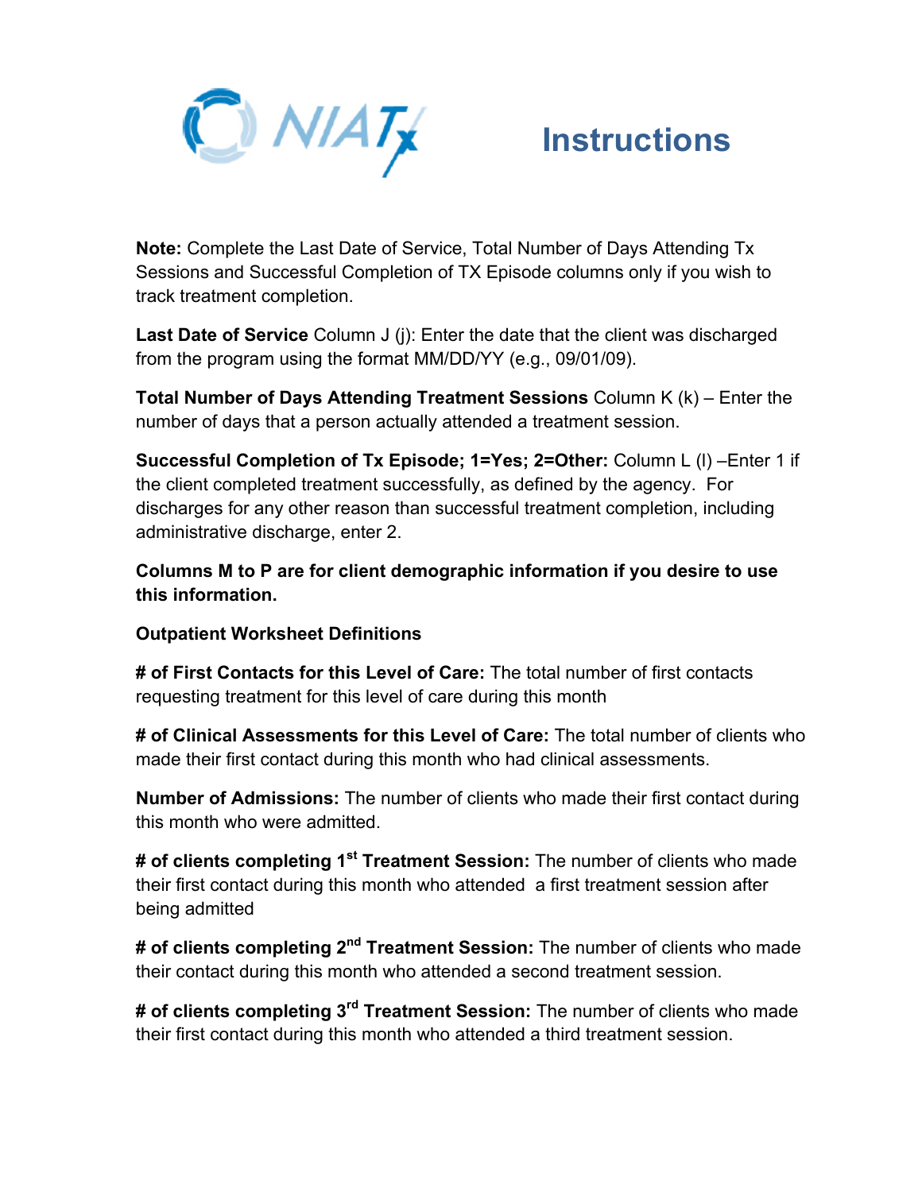# Instructions

**Note:** Complete the Last Date of Service, Total Number of Days Attending Tx Sessions and Successful Completion of TX Episode columns only if you wish to track treatment completion.

**Last Date of Service** Column J (j): Enter the date that the client was discharged from the program using the format MM/DD/YY (e.g., 09/01/09).

**Total Number of Days Attending Treatment Sessions** Column K (k) – Enter the number of days that a person actually attended a treatment session.

**Successful Completion of Tx Episode; 1=Yes; 2=Other:** Column L (l) –Enter 1 if the client completed treatment successfully, as defined by the agency. For discharges for any other reason than successful treatment completion, including administrative discharge, enter 2.

**Columns M to P are for client demographic information if you desire to use this information.**

**Outpatient Worksheet Definitions**

**# of First Contacts for this Level of Care:** The total number of first contacts requesting treatment for this level of care during this month

**# of Clinical Assessments for this Level of Care:** The total number of clients who made their first contact during this month who had clinical assessments.

**Number of Admissions:** The number of clients who made their first contact during this month who were admitted.

**# of clients completing 1st Treatment Session:** The number of clients who made their first contact during this month who attended a first treatment session after being admitted

**# of clients completing 2nd Treatment Session:** The number of clients who made their contact during this month who attended a second treatment session.

**# of clients completing 3rd Treatment Session:** The number of clients who made their first contact during this month who attended a third treatment session.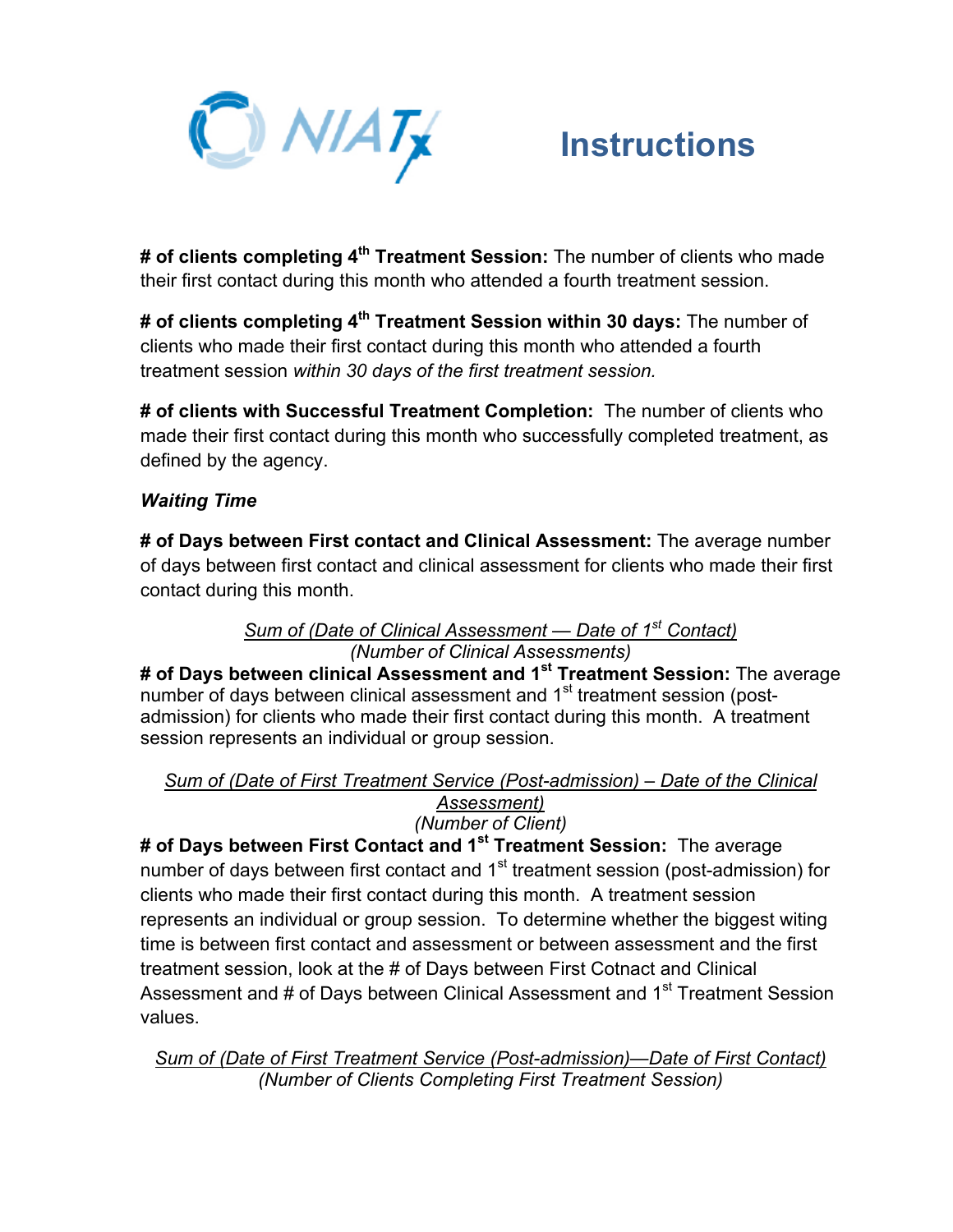# Instructions

**# of clients completing 4th Treatment Session:** The number of clients who made their first contact during this month who attended a fourth treatment session.

**# of clients completing 4th Treatment Session within 30 days:** The number of clients who made their first contact during this month who attended a fourth treatment session *within 30 days of the first treatment session.*

**# of clients with Successful Treatment Completion:** The number of clients who made their first contact during this month who successfully completed treatment, as defined by the agency.

***Waiting Time***

**# of Days between First contact and Clinical Assessment:** The average number of days between first contact and clinical assessment for clients who made their first contact during this month.

$$\frac{\textit{Sum of (Date of Clinical Assessment — Date of 1st Contact)}}{\textit{(Number of Clinical Assessments)}}$$

**# of Days between clinical Assessment and 1st Treatment Session:** The average number of days between clinical assessment and 1st treatment session (post-admission) for clients who made their first contact during this month. A treatment session represents an individual or group session.

$$\frac{\textit{Sum of (Date of First Treatment Service (Post-admission) – Date of the Clinical Assessment)}}{\textit{(Number of Client)}}$$

**# of Days between First Contact and 1st Treatment Session:** The average number of days between first contact and 1st treatment session (post-admission) for clients who made their first contact during this month. A treatment session represents an individual or group session. To determine whether the biggest witing time is between first contact and assessment or between assessment and the first treatment session, look at the # of Days between First Cotnact and Clinical Assessment and # of Days between Clinical Assessment and 1st Treatment Session values.

$$\frac{\textit{Sum of (Date of First Treatment Service (Post-admission)—Date of First Contact)}}{\textit{(Number of Clients Completing First Treatment Session)}}$$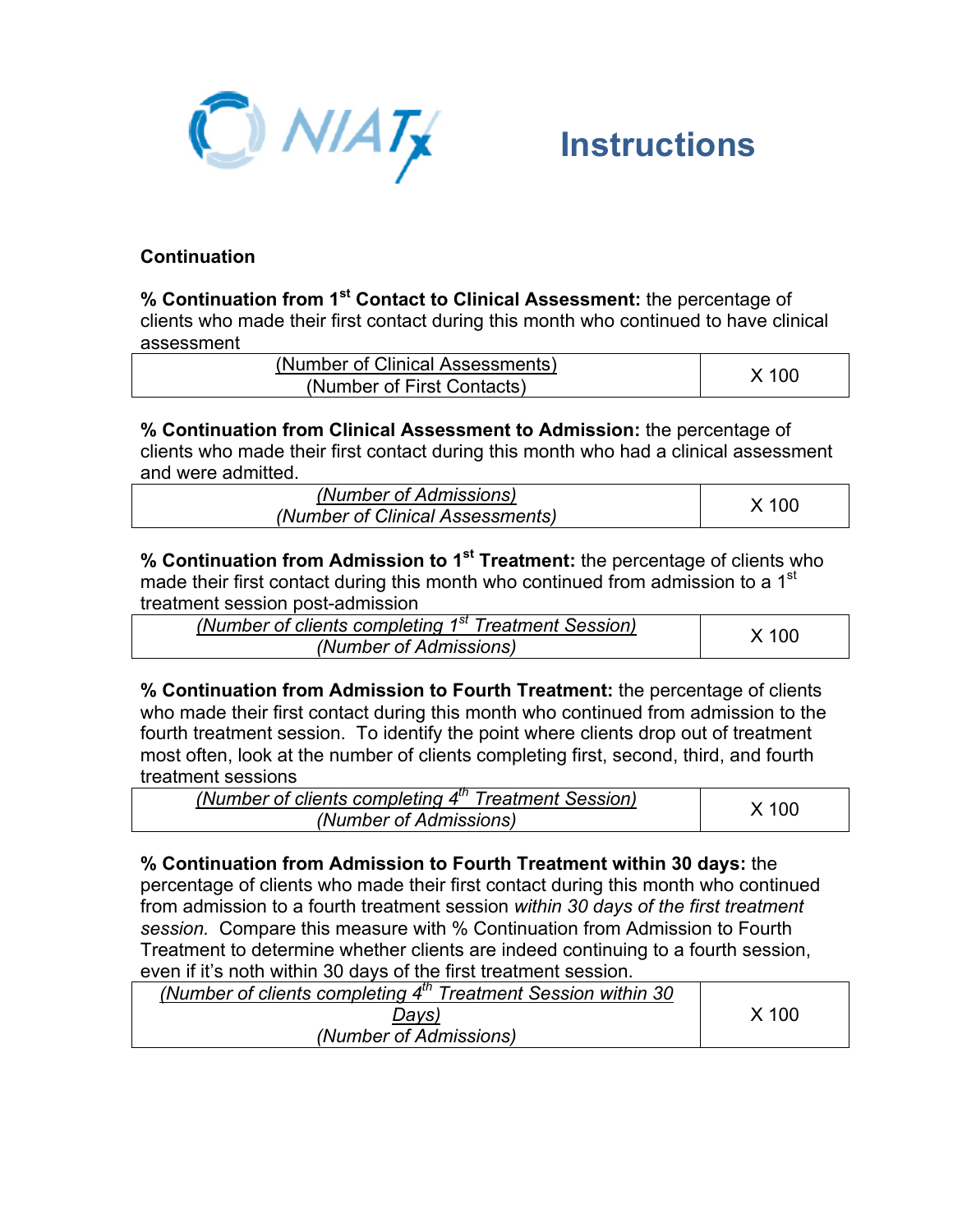# Instructions

### Continuation

**% Continuation from 1st Contact to Clinical Assessment:** the percentage of clients who made their first contact during this month who continued to have clinical assessment

| (Number of Clinical Assessments) / (Number of First Contacts) | X 100 |
|---|---|

**% Continuation from Clinical Assessment to Admission:** the percentage of clients who made their first contact during this month who had a clinical assessment and were admitted.

| *(Number of Admissions) / (Number of Clinical Assessments)* | X 100 |
|---|---|

**% Continuation from Admission to 1st Treatment:** the percentage of clients who made their first contact during this month who continued from admission to a 1st treatment session post-admission

| *(Number of clients completing 1st Treatment Session) / (Number of Admissions)* | X 100 |
|---|---|

**% Continuation from Admission to Fourth Treatment:** the percentage of clients who made their first contact during this month who continued from admission to the fourth treatment session. To identify the point where clients drop out of treatment most often, look at the number of clients completing first, second, third, and fourth treatment sessions

| *(Number of clients completing 4th Treatment Session) / (Number of Admissions)* | X 100 |
|---|---|

**% Continuation from Admission to Fourth Treatment within 30 days:** the percentage of clients who made their first contact during this month who continued from admission to a fourth treatment session *within 30 days of the first treatment session.* Compare this measure with % Continuation from Admission to Fourth Treatment to determine whether clients are indeed continuing to a fourth session, even if it's noth within 30 days of the first treatment session.

| *(Number of clients completing 4th Treatment Session within 30 Days) / (Number of Admissions)* | X 100 |
|---|---|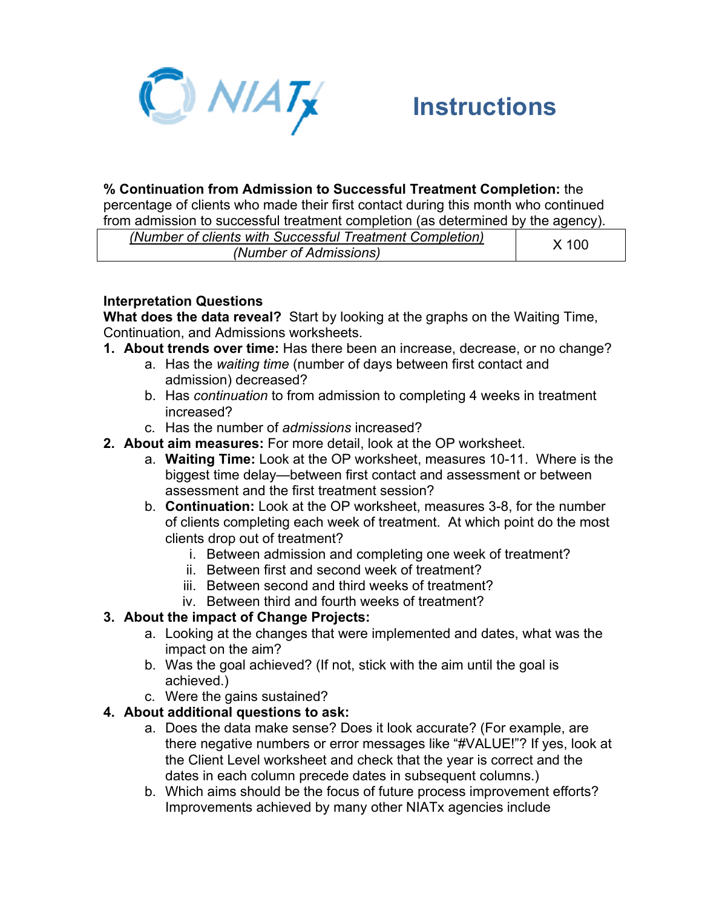# Instructions

**% Continuation from Admission to Successful Treatment Completion:** the percentage of clients who made their first contact during this month who continued from admission to successful treatment completion (as determined by the agency).

| *(Number of clients with Successful Treatment Completion)* / *(Number of Admissions)* | X 100 |
|---|---|

**Interpretation Questions**

**What does the data reveal?** Start by looking at the graphs on the Waiting Time, Continuation, and Admissions worksheets.

1. **About trends over time:** Has there been an increase, decrease, or no change?
   a. Has the *waiting time* (number of days between first contact and admission) decreased?
   b. Has *continuation* to from admission to completing 4 weeks in treatment increased?
   c. Has the number of *admissions* increased?
2. **About aim measures:** For more detail, look at the OP worksheet.
   a. **Waiting Time:** Look at the OP worksheet, measures 10-11. Where is the biggest time delay—between first contact and assessment or between assessment and the first treatment session?
   b. **Continuation:** Look at the OP worksheet, measures 3-8, for the number of clients completing each week of treatment. At which point do the most clients drop out of treatment?
      i. Between admission and completing one week of treatment?
      ii. Between first and second week of treatment?
      iii. Between second and third weeks of treatment?
      iv. Between third and fourth weeks of treatment?
3. **About the impact of Change Projects:**
   a. Looking at the changes that were implemented and dates, what was the impact on the aim?
   b. Was the goal achieved? (If not, stick with the aim until the goal is achieved.)
   c. Were the gains sustained?
4. **About additional questions to ask:**
   a. Does the data make sense? Does it look accurate? (For example, are there negative numbers or error messages like "#VALUE!"? If yes, look at the Client Level worksheet and check that the year is correct and the dates in each column precede dates in subsequent columns.)
   b. Which aims should be the focus of future process improvement efforts? Improvements achieved by many other NIATx agencies include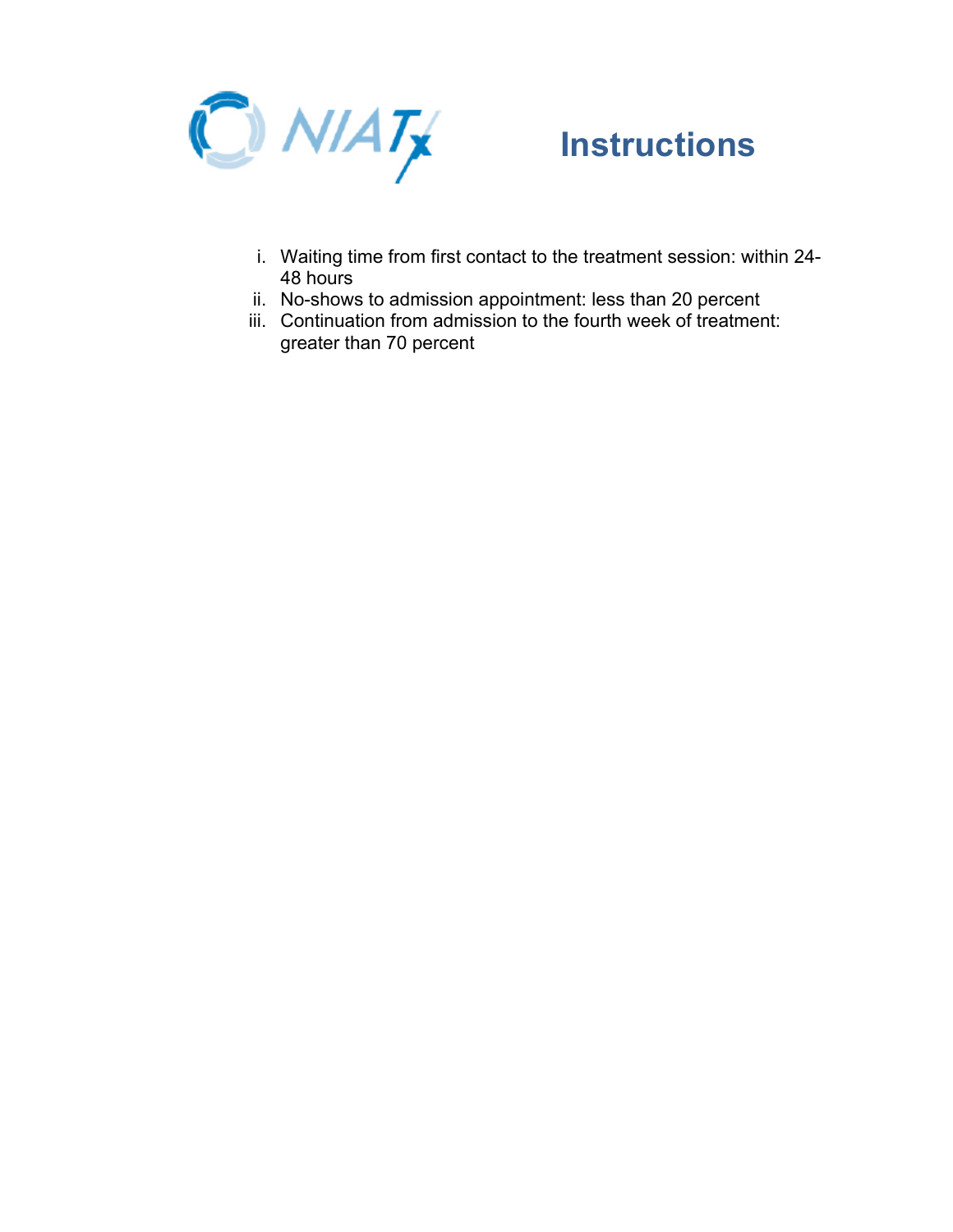# Instructions

i. Waiting time from first contact to the treatment session: within 24-48 hours
ii. No-shows to admission appointment: less than 20 percent
iii. Continuation from admission to the fourth week of treatment: greater than 70 percent